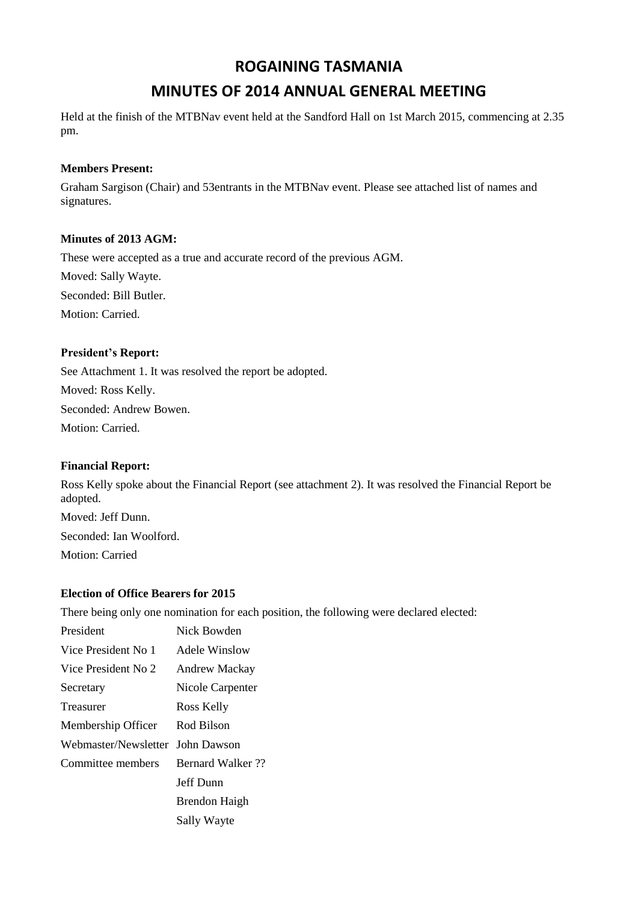# ROGAINING TASMANIA

# MINUTES OF 2014 ANNUAL GENERAL MEETING

Held at the finish of the MTBNav event held at the Sandford Hall on 1st March 2015, commencing at 2.35 pm.

**Members Present:**

Graham Sargison (Chair) and 53entrants in the MTBNav event. Please see attached list of names and signatures.

**Minutes of 2013 AGM:**

These were accepted as a true and accurate record of the previous AGM.

Moved: Sally Wayte.

Seconded: Bill Butler.

Motion: Carried.

**President's Report:**

See Attachment 1. It was resolved the report be adopted.

Moved: Ross Kelly.

Seconded: Andrew Bowen.

Motion: Carried.

**Financial Report:**

Ross Kelly spoke about the Financial Report (see attachment 2). It was resolved the Financial Report be adopted.

Moved: Jeff Dunn.

Seconded: Ian Woolford.

Motion: Carried

**Election of Office Bearers for 2015**

There being only one nomination for each position, the following were declared elected:

| | |
|---|---|
| President | Nick Bowden |
| Vice President No 1 | Adele Winslow |
| Vice President No 2 | Andrew Mackay |
| Secretary | Nicole Carpenter |
| Treasurer | Ross Kelly |
| Membership Officer | Rod Bilson |
| Webmaster/Newsletter | John Dawson |
| Committee members | Bernard Walker ?? |
| | Jeff Dunn |
| | Brendon Haigh |
| | Sally Wayte |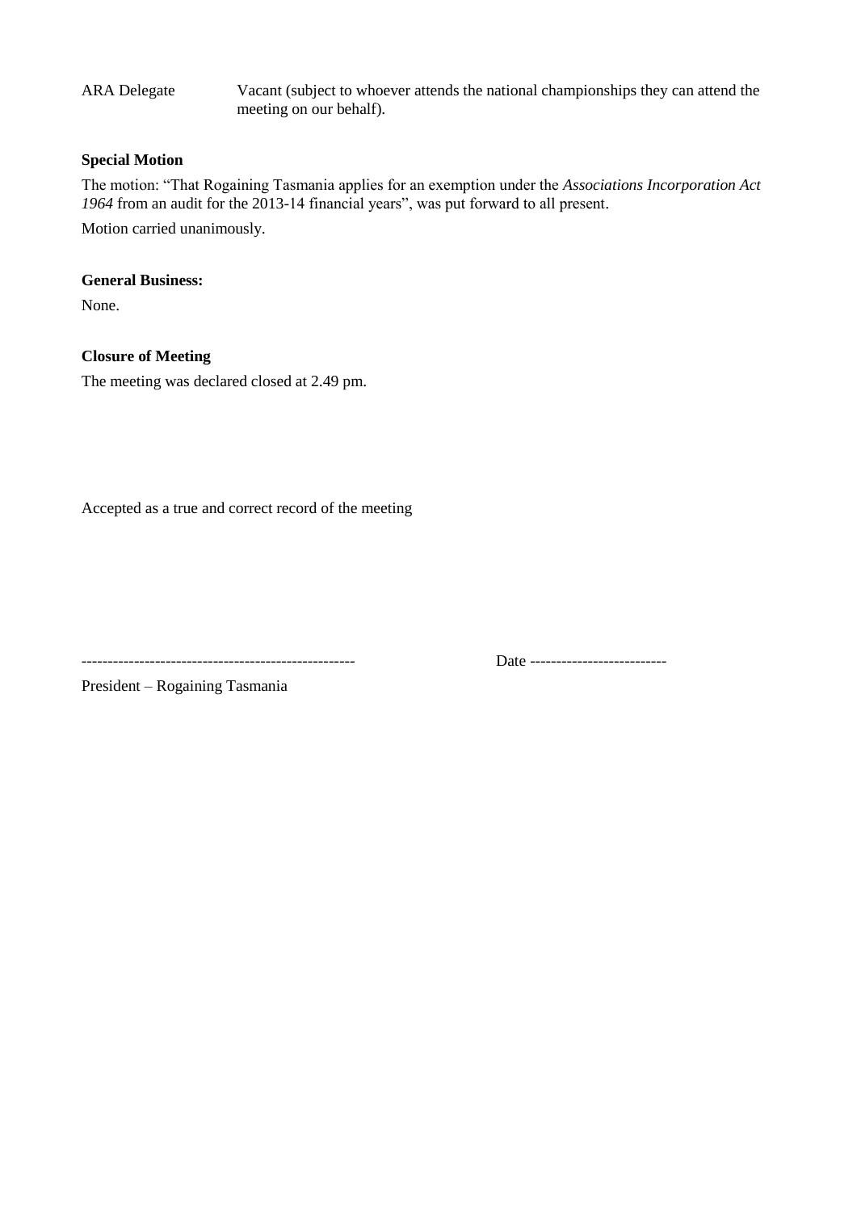| | |
|---|---|
| ARA Delegate | Vacant (subject to whoever attends the national championships they can attend the meeting on our behalf). |

**Special Motion**

The motion: "That Rogaining Tasmania applies for an exemption under the *Associations Incorporation Act 1964* from an audit for the 2013-14 financial years", was put forward to all present.

Motion carried unanimously.

**General Business:**

None.

**Closure of Meeting**

The meeting was declared closed at 2.49 pm.

Accepted as a true and correct record of the meeting

---------------------------------------------------- Date -------------------------

President – Rogaining Tasmania